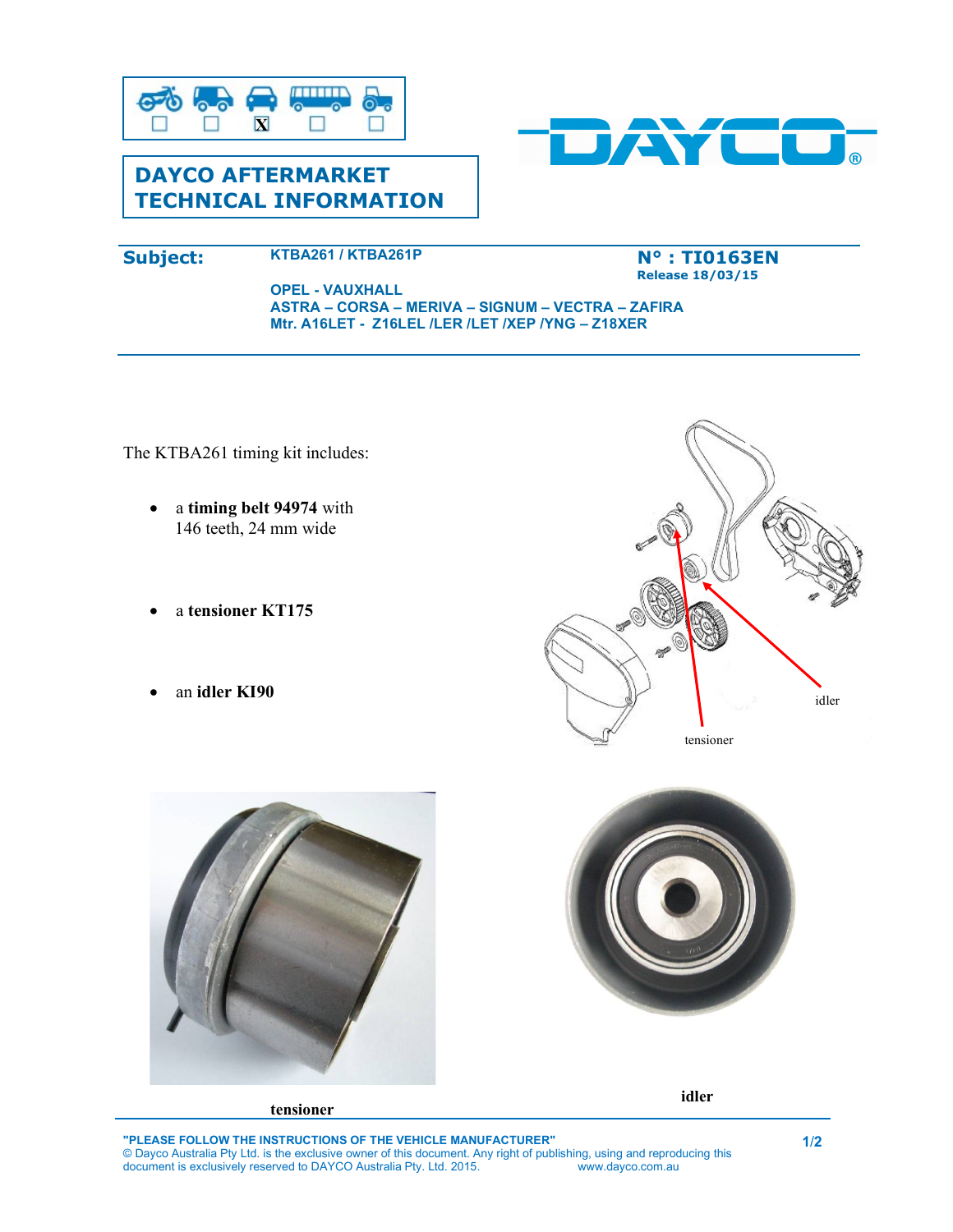# DAYCO AFTERMARKET TECHNICAL INFORMATION

**Subject:** KTBA261 / KTBA261P

**N° : TI0163EN**
**Release 18/03/15**

**OPEL - VAUXHALL**
**ASTRA – CORSA – MERIVA – SIGNUM – VECTRA – ZAFIRA**
**Mtr. A16LET - Z16LEL /LER /LET /XEP /YNG – Z18XER**

The KTBA261 timing kit includes:

- a **timing belt 94974** with 146 teeth, 24 mm wide
- a **tensioner KT175**
- an **idler KI90**

idler

tensioner

**tensioner**

**idler**

**"PLEASE FOLLOW THE INSTRUCTIONS OF THE VEHICLE MANUFACTURER"**
© Dayco Australia Pty Ltd. is the exclusive owner of this document. Any right of publishing, using and reproducing this document is exclusively reserved to DAYCO Australia Pty. Ltd. 2015. www.dayco.com.au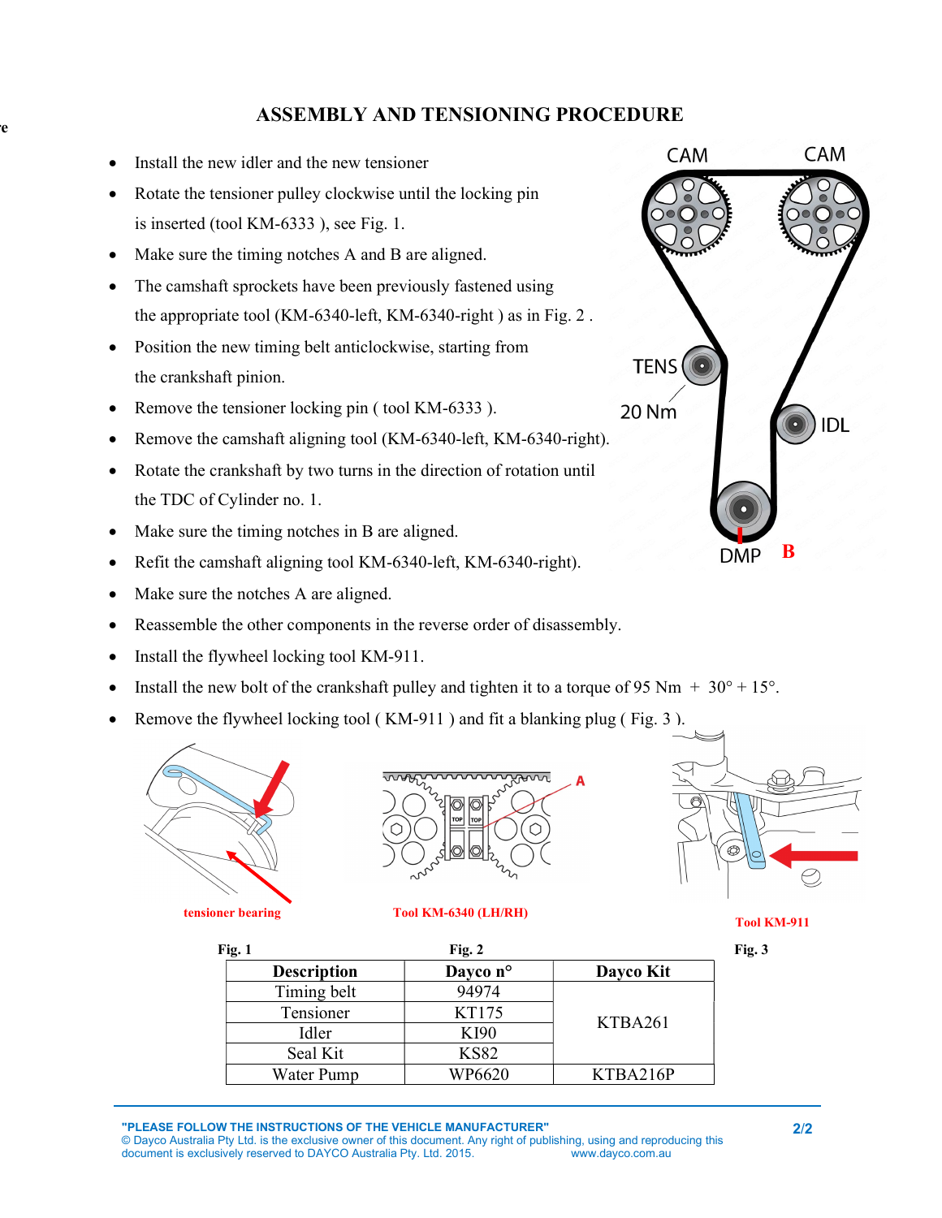# ASSEMBLY AND TENSIONING PROCEDURE

- Install the new idler and the new tensioner
- Rotate the tensioner pulley clockwise until the locking pin is inserted (tool KM-6333 ), see Fig. 1.
- Make sure the timing notches A and B are aligned.
- The camshaft sprockets have been previously fastened using the appropriate tool (KM-6340-left, KM-6340-right ) as in Fig. 2 .
- Position the new timing belt anticlockwise, starting from the crankshaft pinion.
- Remove the tensioner locking pin ( tool KM-6333 ).
- Remove the camshaft aligning tool (KM-6340-left, KM-6340-right).
- Rotate the crankshaft by two turns in the direction of rotation until the TDC of Cylinder no. 1.
- Make sure the timing notches in B are aligned.
- Refit the camshaft aligning tool KM-6340-left, KM-6340-right).
- Make sure the notches A are aligned.
- Reassemble the other components in the reverse order of disassembly.
- Install the flywheel locking tool KM-911.
- Install the new bolt of the crankshaft pulley and tighten it to a torque of 95 Nm + 30° + 15°.
- Remove the flywheel locking tool ( KM-911 ) and fit a blanking plug ( Fig. 3 ).

CAM CAM
TENS
20 Nm
IDL
DMP B

tensioner bearing

Fig. 1

A

Tool KM-6340 (LH/RH)

Fig. 2

Tool KM-911

Fig. 3

| Description | Dayco n° | Dayco Kit |
|---|---|---|
| Timing belt | 94974 | KTBA261 |
| Tensioner | KT175 | |
| Idler | KI90 | |
| Seal Kit | KS82 | |
| Water Pump | WP6620 | KTBA216P |

"PLEASE FOLLOW THE INSTRUCTIONS OF THE VEHICLE MANUFACTURER"
© Dayco Australia Pty Ltd. is the exclusive owner of this document. Any right of publishing, using and reproducing this document is exclusively reserved to DAYCO Australia Pty. Ltd. 2015. www.dayco.com.au